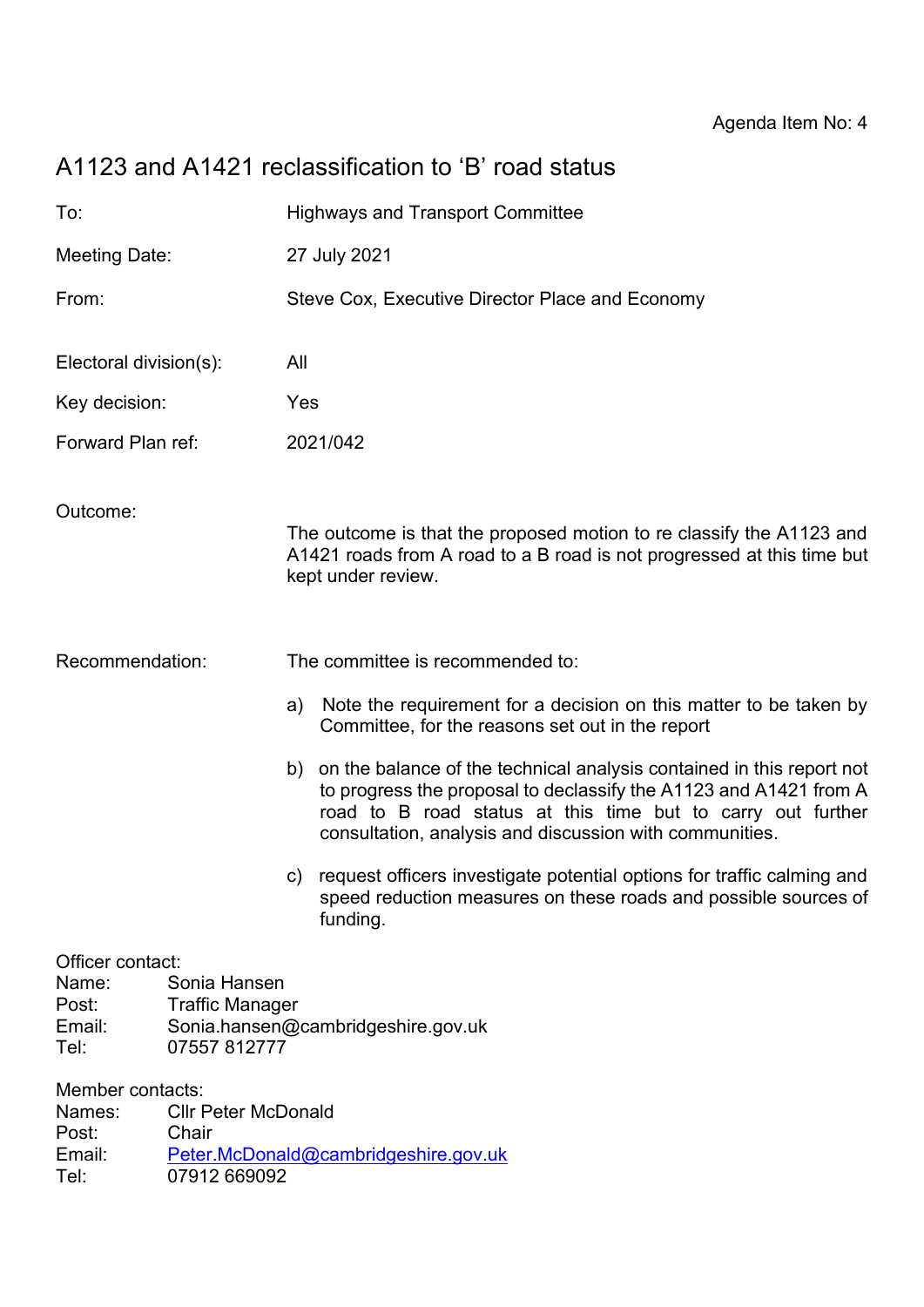Agenda Item No: 4

# A1123 and A1421 reclassification to 'B' road status

To: Highways and Transport Committee

Meeting Date: 27 July 2021

From: Steve Cox, Executive Director Place and Economy

Electoral division(s): All

Key decision: Yes

Forward Plan ref: 2021/042

Outcome: The outcome is that the proposed motion to re classify the A1123 and A1421 roads from A road to a B road is not progressed at this time but kept under review.

Recommendation: The committee is recommended to:

a) Note the requirement for a decision on this matter to be taken by Committee, for the reasons set out in the report

b) on the balance of the technical analysis contained in this report not to progress the proposal to declassify the A1123 and A1421 from A road to B road status at this time but to carry out further consultation, analysis and discussion with communities.

c) request officers investigate potential options for traffic calming and speed reduction measures on these roads and possible sources of funding.

Officer contact:
Name: Sonia Hansen
Post: Traffic Manager
Email: Sonia.hansen@cambridgeshire.gov.uk
Tel: 07557 812777

Member contacts:
Names: Cllr Peter McDonald
Post: Chair
Email: Peter.McDonald@cambridgeshire.gov.uk
Tel: 07912 669092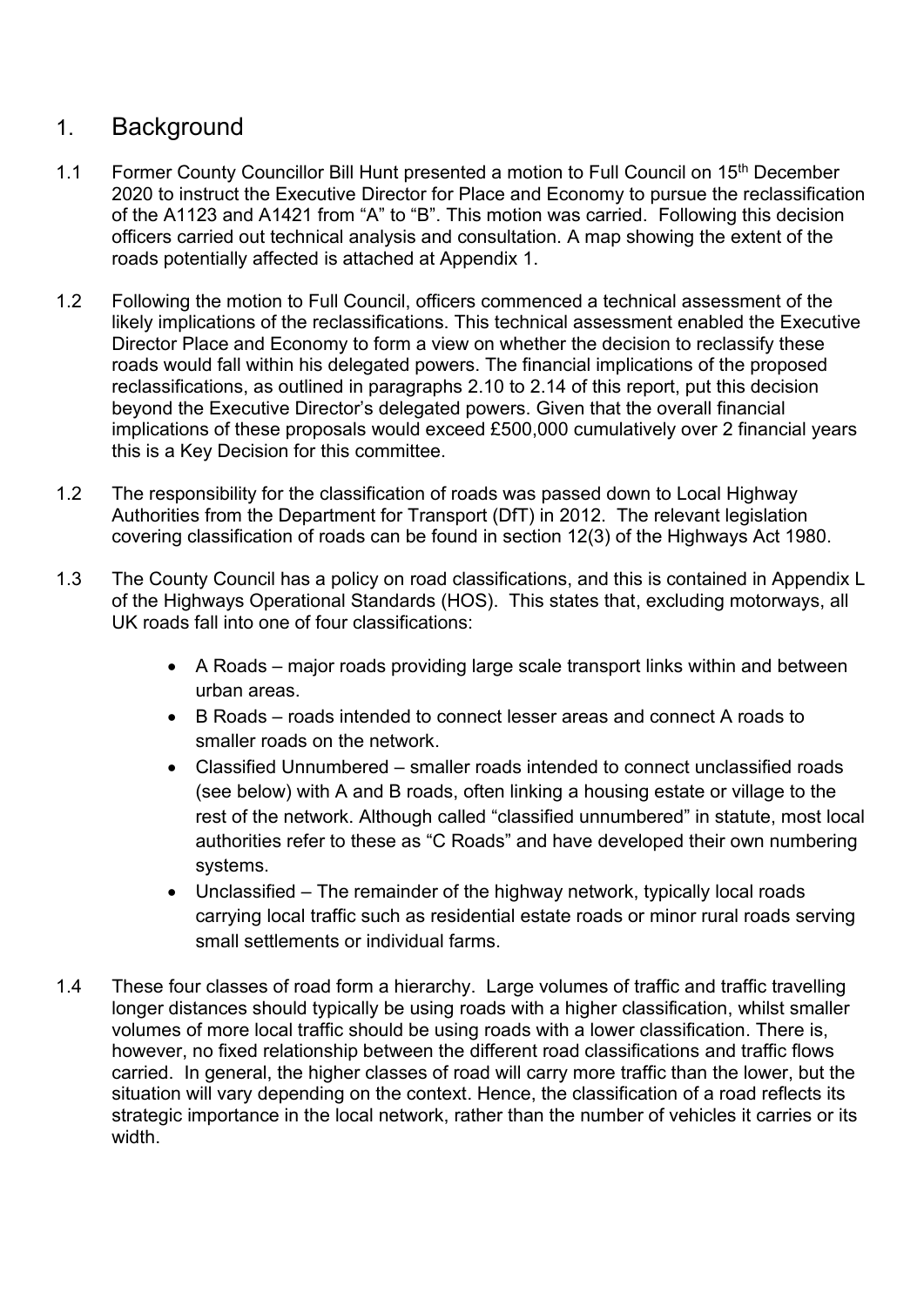## 1. Background

1.1 Former County Councillor Bill Hunt presented a motion to Full Council on 15th December 2020 to instruct the Executive Director for Place and Economy to pursue the reclassification of the A1123 and A1421 from "A" to "B". This motion was carried. Following this decision officers carried out technical analysis and consultation. A map showing the extent of the roads potentially affected is attached at Appendix 1.

1.2 Following the motion to Full Council, officers commenced a technical assessment of the likely implications of the reclassifications. This technical assessment enabled the Executive Director Place and Economy to form a view on whether the decision to reclassify these roads would fall within his delegated powers. The financial implications of the proposed reclassifications, as outlined in paragraphs 2.10 to 2.14 of this report, put this decision beyond the Executive Director's delegated powers. Given that the overall financial implications of these proposals would exceed £500,000 cumulatively over 2 financial years this is a Key Decision for this committee.

1.2 The responsibility for the classification of roads was passed down to Local Highway Authorities from the Department for Transport (DfT) in 2012. The relevant legislation covering classification of roads can be found in section 12(3) of the Highways Act 1980.

1.3 The County Council has a policy on road classifications, and this is contained in Appendix L of the Highways Operational Standards (HOS). This states that, excluding motorways, all UK roads fall into one of four classifications:

- A Roads – major roads providing large scale transport links within and between urban areas.
- B Roads – roads intended to connect lesser areas and connect A roads to smaller roads on the network.
- Classified Unnumbered – smaller roads intended to connect unclassified roads (see below) with A and B roads, often linking a housing estate or village to the rest of the network. Although called "classified unnumbered" in statute, most local authorities refer to these as "C Roads" and have developed their own numbering systems.
- Unclassified – The remainder of the highway network, typically local roads carrying local traffic such as residential estate roads or minor rural roads serving small settlements or individual farms.

1.4 These four classes of road form a hierarchy. Large volumes of traffic and traffic travelling longer distances should typically be using roads with a higher classification, whilst smaller volumes of more local traffic should be using roads with a lower classification. There is, however, no fixed relationship between the different road classifications and traffic flows carried. In general, the higher classes of road will carry more traffic than the lower, but the situation will vary depending on the context. Hence, the classification of a road reflects its strategic importance in the local network, rather than the number of vehicles it carries or its width.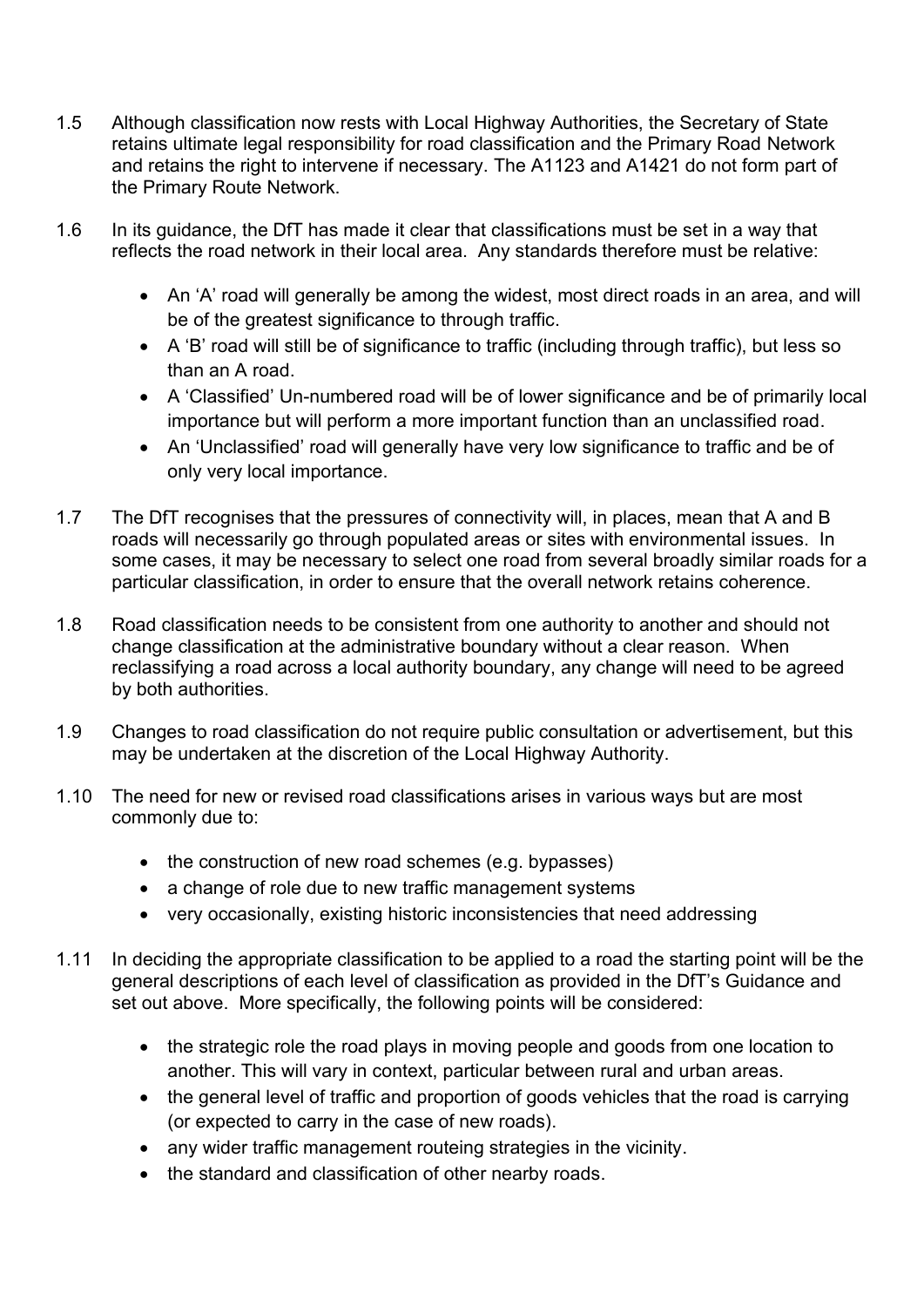1.5 Although classification now rests with Local Highway Authorities, the Secretary of State retains ultimate legal responsibility for road classification and the Primary Road Network and retains the right to intervene if necessary. The A1123 and A1421 do not form part of the Primary Route Network.

1.6 In its guidance, the DfT has made it clear that classifications must be set in a way that reflects the road network in their local area. Any standards therefore must be relative:

- An 'A' road will generally be among the widest, most direct roads in an area, and will be of the greatest significance to through traffic.
- A 'B' road will still be of significance to traffic (including through traffic), but less so than an A road.
- A 'Classified' Un-numbered road will be of lower significance and be of primarily local importance but will perform a more important function than an unclassified road.
- An 'Unclassified' road will generally have very low significance to traffic and be of only very local importance.

1.7 The DfT recognises that the pressures of connectivity will, in places, mean that A and B roads will necessarily go through populated areas or sites with environmental issues. In some cases, it may be necessary to select one road from several broadly similar roads for a particular classification, in order to ensure that the overall network retains coherence.

1.8 Road classification needs to be consistent from one authority to another and should not change classification at the administrative boundary without a clear reason. When reclassifying a road across a local authority boundary, any change will need to be agreed by both authorities.

1.9 Changes to road classification do not require public consultation or advertisement, but this may be undertaken at the discretion of the Local Highway Authority.

1.10 The need for new or revised road classifications arises in various ways but are most commonly due to:

- the construction of new road schemes (e.g. bypasses)
- a change of role due to new traffic management systems
- very occasionally, existing historic inconsistencies that need addressing

1.11 In deciding the appropriate classification to be applied to a road the starting point will be the general descriptions of each level of classification as provided in the DfT's Guidance and set out above. More specifically, the following points will be considered:

- the strategic role the road plays in moving people and goods from one location to another. This will vary in context, particular between rural and urban areas.
- the general level of traffic and proportion of goods vehicles that the road is carrying (or expected to carry in the case of new roads).
- any wider traffic management routeing strategies in the vicinity.
- the standard and classification of other nearby roads.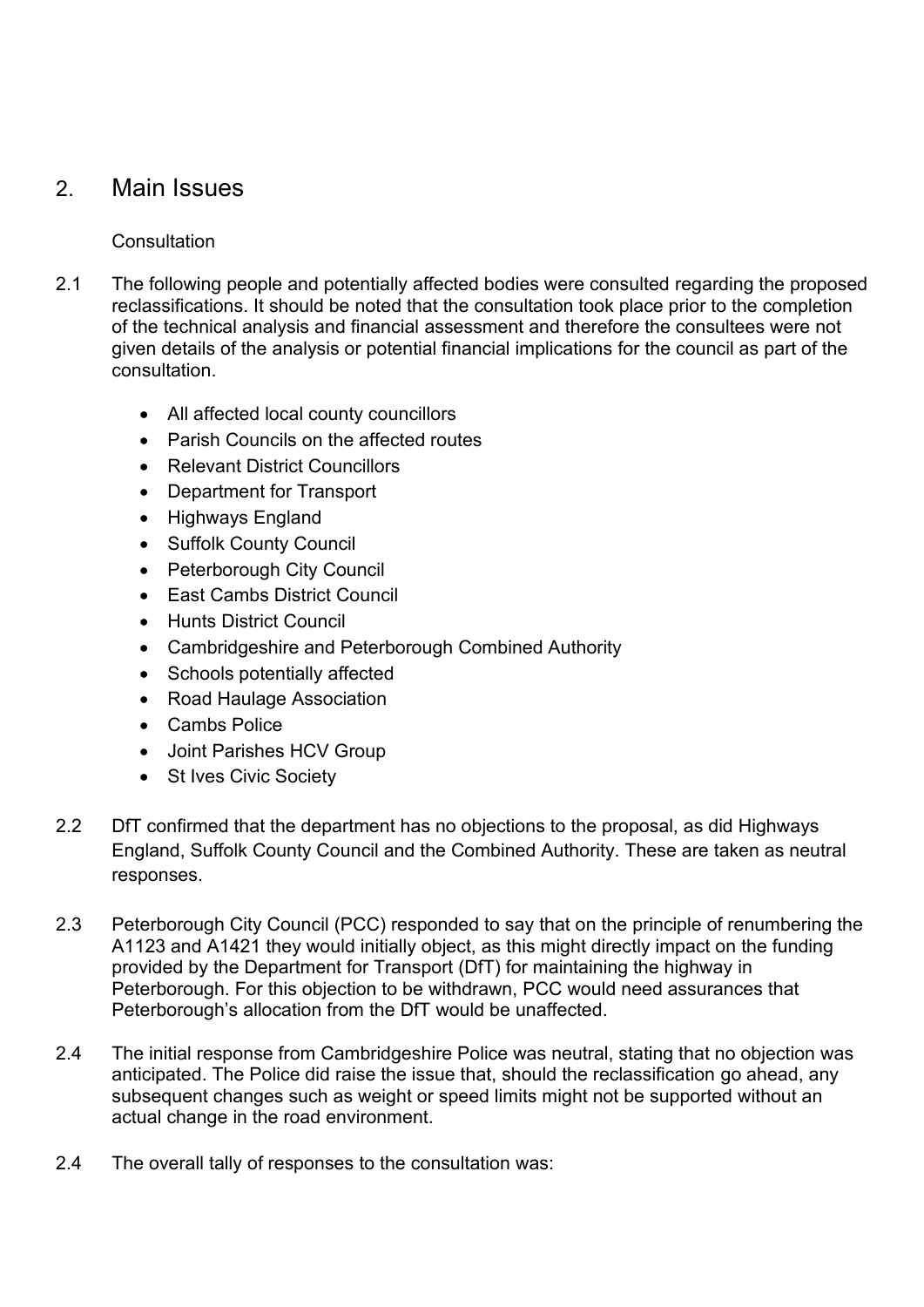## 2. Main Issues

Consultation

2.1 The following people and potentially affected bodies were consulted regarding the proposed reclassifications. It should be noted that the consultation took place prior to the completion of the technical analysis and financial assessment and therefore the consultees were not given details of the analysis or potential financial implications for the council as part of the consultation.

- All affected local county councillors
- Parish Councils on the affected routes
- Relevant District Councillors
- Department for Transport
- Highways England
- Suffolk County Council
- Peterborough City Council
- East Cambs District Council
- Hunts District Council
- Cambridgeshire and Peterborough Combined Authority
- Schools potentially affected
- Road Haulage Association
- Cambs Police
- Joint Parishes HCV Group
- St Ives Civic Society

2.2 DfT confirmed that the department has no objections to the proposal, as did Highways England, Suffolk County Council and the Combined Authority. These are taken as neutral responses.

2.3 Peterborough City Council (PCC) responded to say that on the principle of renumbering the A1123 and A1421 they would initially object, as this might directly impact on the funding provided by the Department for Transport (DfT) for maintaining the highway in Peterborough. For this objection to be withdrawn, PCC would need assurances that Peterborough's allocation from the DfT would be unaffected.

2.4 The initial response from Cambridgeshire Police was neutral, stating that no objection was anticipated. The Police did raise the issue that, should the reclassification go ahead, any subsequent changes such as weight or speed limits might not be supported without an actual change in the road environment.

2.4 The overall tally of responses to the consultation was: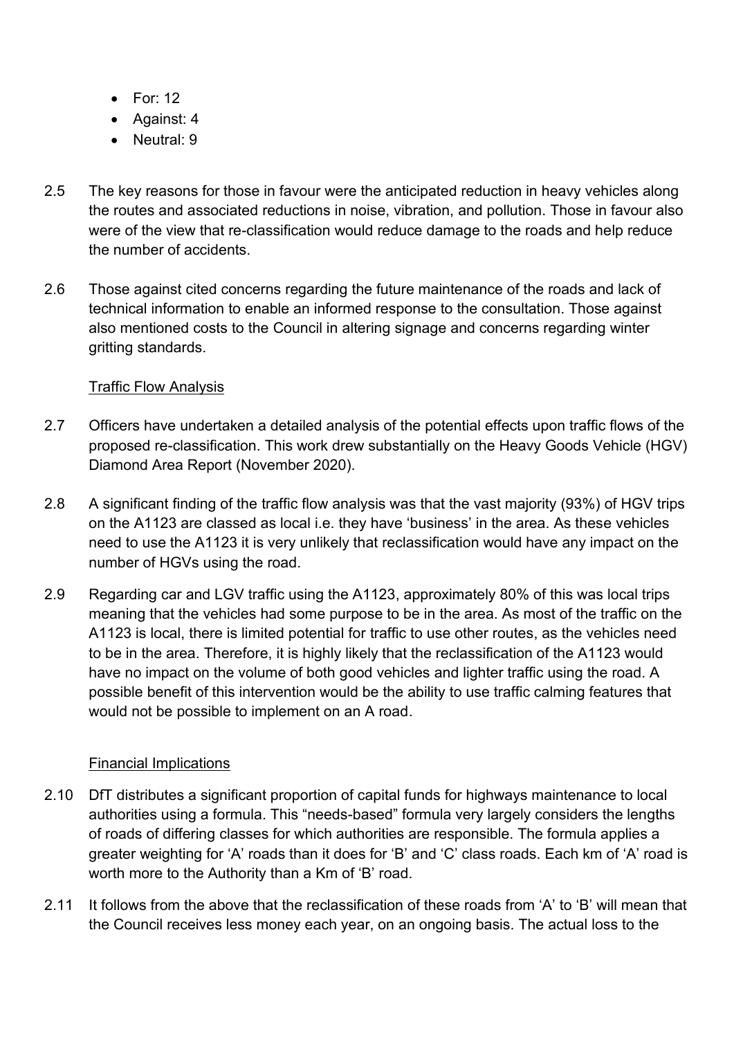- For: 12
- Against: 4
- Neutral: 9

2.5 The key reasons for those in favour were the anticipated reduction in heavy vehicles along the routes and associated reductions in noise, vibration, and pollution. Those in favour also were of the view that re-classification would reduce damage to the roads and help reduce the number of accidents.

2.6 Those against cited concerns regarding the future maintenance of the roads and lack of technical information to enable an informed response to the consultation. Those against also mentioned costs to the Council in altering signage and concerns regarding winter gritting standards.

Traffic Flow Analysis

2.7 Officers have undertaken a detailed analysis of the potential effects upon traffic flows of the proposed re-classification. This work drew substantially on the Heavy Goods Vehicle (HGV) Diamond Area Report (November 2020).

2.8 A significant finding of the traffic flow analysis was that the vast majority (93%) of HGV trips on the A1123 are classed as local i.e. they have 'business' in the area. As these vehicles need to use the A1123 it is very unlikely that reclassification would have any impact on the number of HGVs using the road.

2.9 Regarding car and LGV traffic using the A1123, approximately 80% of this was local trips meaning that the vehicles had some purpose to be in the area. As most of the traffic on the A1123 is local, there is limited potential for traffic to use other routes, as the vehicles need to be in the area. Therefore, it is highly likely that the reclassification of the A1123 would have no impact on the volume of both good vehicles and lighter traffic using the road. A possible benefit of this intervention would be the ability to use traffic calming features that would not be possible to implement on an A road.

Financial Implications

2.10 DfT distributes a significant proportion of capital funds for highways maintenance to local authorities using a formula. This "needs-based" formula very largely considers the lengths of roads of differing classes for which authorities are responsible. The formula applies a greater weighting for 'A' roads than it does for 'B' and 'C' class roads. Each km of 'A' road is worth more to the Authority than a Km of 'B' road.

2.11 It follows from the above that the reclassification of these roads from 'A' to 'B' will mean that the Council receives less money each year, on an ongoing basis. The actual loss to the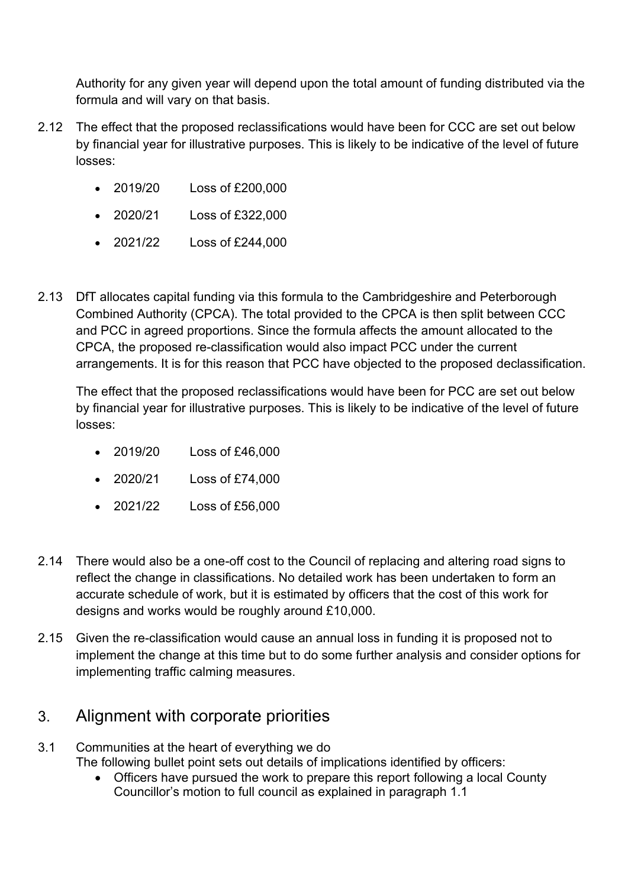Authority for any given year will depend upon the total amount of funding distributed via the formula and will vary on that basis.

2.12 The effect that the proposed reclassifications would have been for CCC are set out below by financial year for illustrative purposes. This is likely to be indicative of the level of future losses:

- 2019/20 Loss of £200,000
- 2020/21 Loss of £322,000
- 2021/22 Loss of £244,000

2.13 DfT allocates capital funding via this formula to the Cambridgeshire and Peterborough Combined Authority (CPCA). The total provided to the CPCA is then split between CCC and PCC in agreed proportions. Since the formula affects the amount allocated to the CPCA, the proposed re-classification would also impact PCC under the current arrangements. It is for this reason that PCC have objected to the proposed declassification.

The effect that the proposed reclassifications would have been for PCC are set out below by financial year for illustrative purposes. This is likely to be indicative of the level of future losses:

- 2019/20 Loss of £46,000
- 2020/21 Loss of £74,000
- 2021/22 Loss of £56,000

2.14 There would also be a one-off cost to the Council of replacing and altering road signs to reflect the change in classifications. No detailed work has been undertaken to form an accurate schedule of work, but it is estimated by officers that the cost of this work for designs and works would be roughly around £10,000.

2.15 Given the re-classification would cause an annual loss in funding it is proposed not to implement the change at this time but to do some further analysis and consider options for implementing traffic calming measures.

## 3. Alignment with corporate priorities

3.1 Communities at the heart of everything we do

The following bullet point sets out details of implications identified by officers:

- Officers have pursued the work to prepare this report following a local County Councillor's motion to full council as explained in paragraph 1.1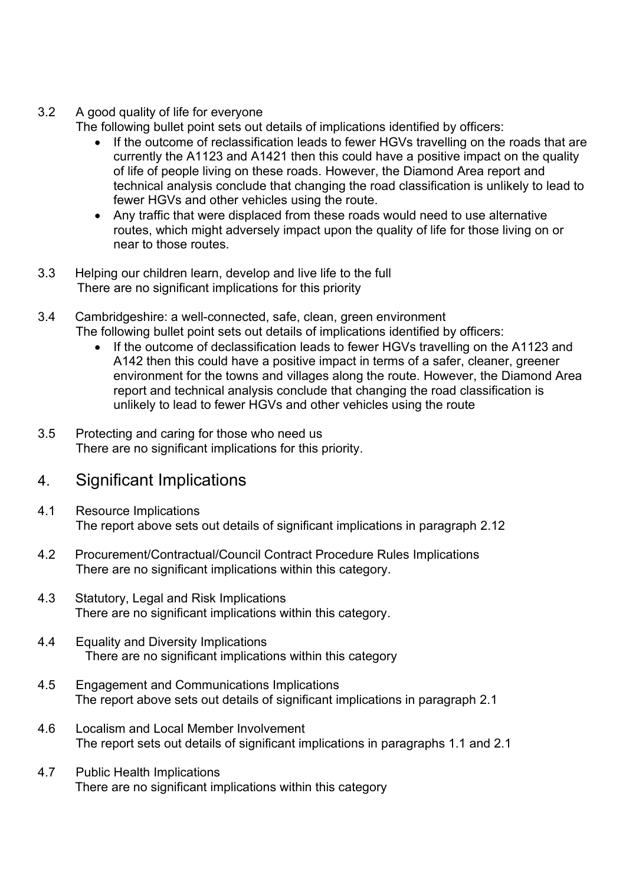3.2 A good quality of life for everyone

The following bullet point sets out details of implications identified by officers:

- If the outcome of reclassification leads to fewer HGVs travelling on the roads that are currently the A1123 and A1421 then this could have a positive impact on the quality of life of people living on these roads. However, the Diamond Area report and technical analysis conclude that changing the road classification is unlikely to lead to fewer HGVs and other vehicles using the route.
- Any traffic that were displaced from these roads would need to use alternative routes, which might adversely impact upon the quality of life for those living on or near to those routes.

3.3 Helping our children learn, develop and live life to the full

There are no significant implications for this priority

3.4 Cambridgeshire: a well-connected, safe, clean, green environment

The following bullet point sets out details of implications identified by officers:

- If the outcome of declassification leads to fewer HGVs travelling on the A1123 and A142 then this could have a positive impact in terms of a safer, cleaner, greener environment for the towns and villages along the route. However, the Diamond Area report and technical analysis conclude that changing the road classification is unlikely to lead to fewer HGVs and other vehicles using the route

3.5 Protecting and caring for those who need us

There are no significant implications for this priority.

## 4. Significant Implications

4.1 Resource Implications

The report above sets out details of significant implications in paragraph 2.12

4.2 Procurement/Contractual/Council Contract Procedure Rules Implications

There are no significant implications within this category.

4.3 Statutory, Legal and Risk Implications

There are no significant implications within this category.

4.4 Equality and Diversity Implications

There are no significant implications within this category

4.5 Engagement and Communications Implications

The report above sets out details of significant implications in paragraph 2.1

4.6 Localism and Local Member Involvement

The report sets out details of significant implications in paragraphs 1.1 and 2.1

4.7 Public Health Implications

There are no significant implications within this category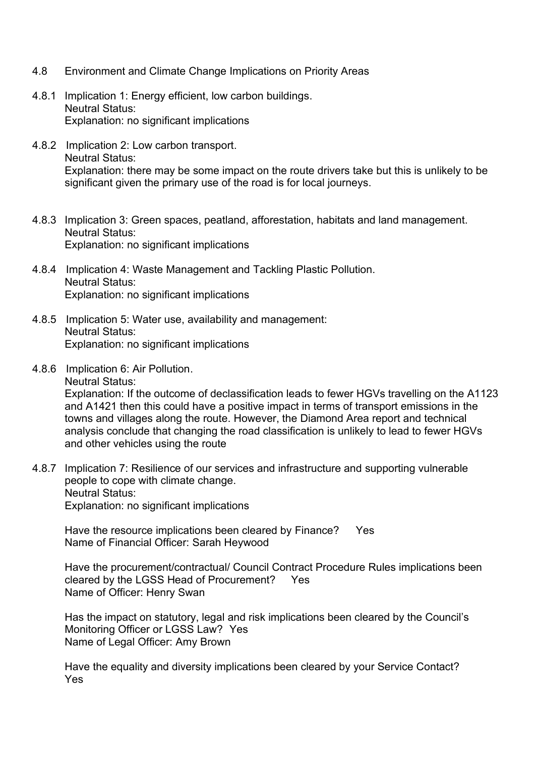4.8 Environment and Climate Change Implications on Priority Areas

4.8.1 Implication 1: Energy efficient, low carbon buildings.
Neutral Status:
Explanation: no significant implications

4.8.2 Implication 2: Low carbon transport.
Neutral Status:
Explanation: there may be some impact on the route drivers take but this is unlikely to be significant given the primary use of the road is for local journeys.

4.8.3 Implication 3: Green spaces, peatland, afforestation, habitats and land management.
Neutral Status:
Explanation: no significant implications

4.8.4 Implication 4: Waste Management and Tackling Plastic Pollution.
Neutral Status:
Explanation: no significant implications

4.8.5 Implication 5: Water use, availability and management:
Neutral Status:
Explanation: no significant implications

4.8.6 Implication 6: Air Pollution.
Neutral Status:
Explanation: If the outcome of declassification leads to fewer HGVs travelling on the A1123 and A1421 then this could have a positive impact in terms of transport emissions in the towns and villages along the route. However, the Diamond Area report and technical analysis conclude that changing the road classification is unlikely to lead to fewer HGVs and other vehicles using the route

4.8.7 Implication 7: Resilience of our services and infrastructure and supporting vulnerable people to cope with climate change.
Neutral Status:
Explanation: no significant implications

Have the resource implications been cleared by Finance? Yes
Name of Financial Officer: Sarah Heywood

Have the procurement/contractual/ Council Contract Procedure Rules implications been cleared by the LGSS Head of Procurement? Yes
Name of Officer: Henry Swan

Has the impact on statutory, legal and risk implications been cleared by the Council's Monitoring Officer or LGSS Law? Yes
Name of Legal Officer: Amy Brown

Have the equality and diversity implications been cleared by your Service Contact?
Yes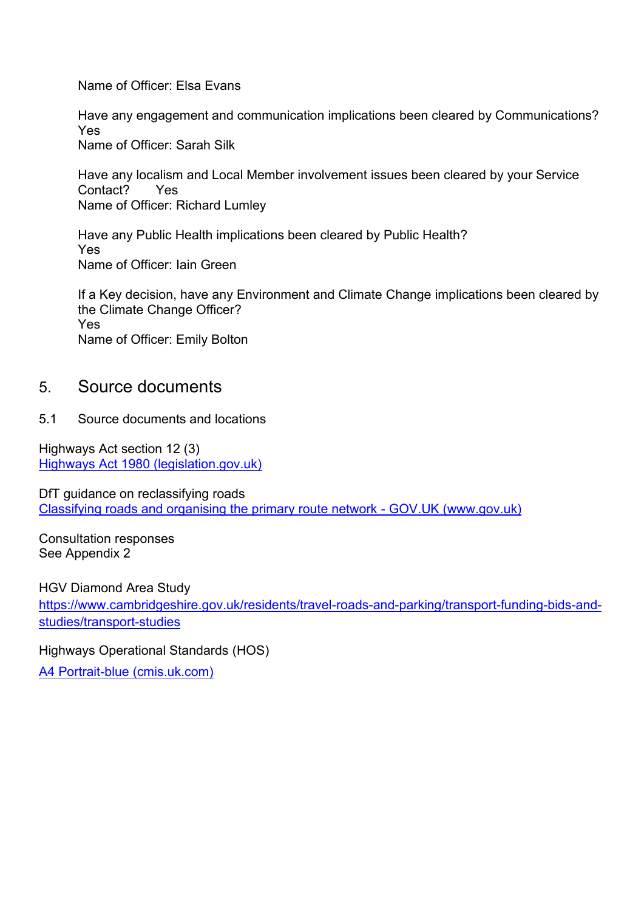Name of Officer: Elsa Evans

Have any engagement and communication implications been cleared by Communications?
Yes
Name of Officer: Sarah Silk

Have any localism and Local Member involvement issues been cleared by your Service Contact? Yes
Name of Officer: Richard Lumley

Have any Public Health implications been cleared by Public Health?
Yes
Name of Officer: Iain Green

If a Key decision, have any Environment and Climate Change implications been cleared by the Climate Change Officer?
Yes
Name of Officer: Emily Bolton

## 5. Source documents

5.1 Source documents and locations

Highways Act section 12 (3)
[Highways Act 1980 (legislation.gov.uk)]

DfT guidance on reclassifying roads
[Classifying roads and organising the primary route network - GOV.UK (www.gov.uk)]

Consultation responses
See Appendix 2

HGV Diamond Area Study
https://www.cambridgeshire.gov.uk/residents/travel-roads-and-parking/transport-funding-bids-and-studies/transport-studies

Highways Operational Standards (HOS)

[A4 Portrait-blue (cmis.uk.com)]